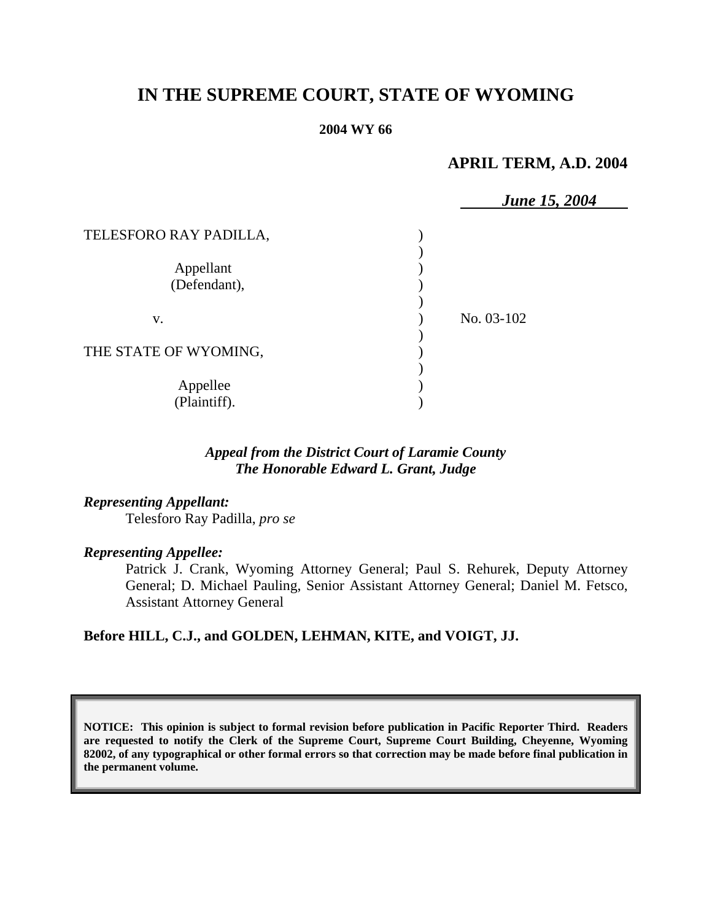# IN THE SUPREME COURT, STATE OF WYOMING

**2004 WY 66**

**APRIL TERM, A.D. 2004**

***June 15, 2004***

| | | |
|---|---|---|
| TELESFORO RAY PADILLA, | ) | |
| | ) | |
| Appellant | ) | |
| (Defendant), | ) | |
| | ) | |
| v. | ) | No. 03-102 |
| | ) | |
| THE STATE OF WYOMING, | ) | |
| | ) | |
| Appellee | ) | |
| (Plaintiff). | ) | |

***Appeal from the District Court of Laramie County***
***The Honorable Edward L. Grant, Judge***

***Representing Appellant:***

Telesforo Ray Padilla, *pro se*

***Representing Appellee:***

Patrick J. Crank, Wyoming Attorney General; Paul S. Rehurek, Deputy Attorney General; D. Michael Pauling, Senior Assistant Attorney General; Daniel M. Fetsco, Assistant Attorney General

**Before HILL, C.J., and GOLDEN, LEHMAN, KITE, and VOIGT, JJ.**

**NOTICE: This opinion is subject to formal revision before publication in Pacific Reporter Third. Readers are requested to notify the Clerk of the Supreme Court, Supreme Court Building, Cheyenne, Wyoming 82002, of any typographical or other formal errors so that correction may be made before final publication in the permanent volume.**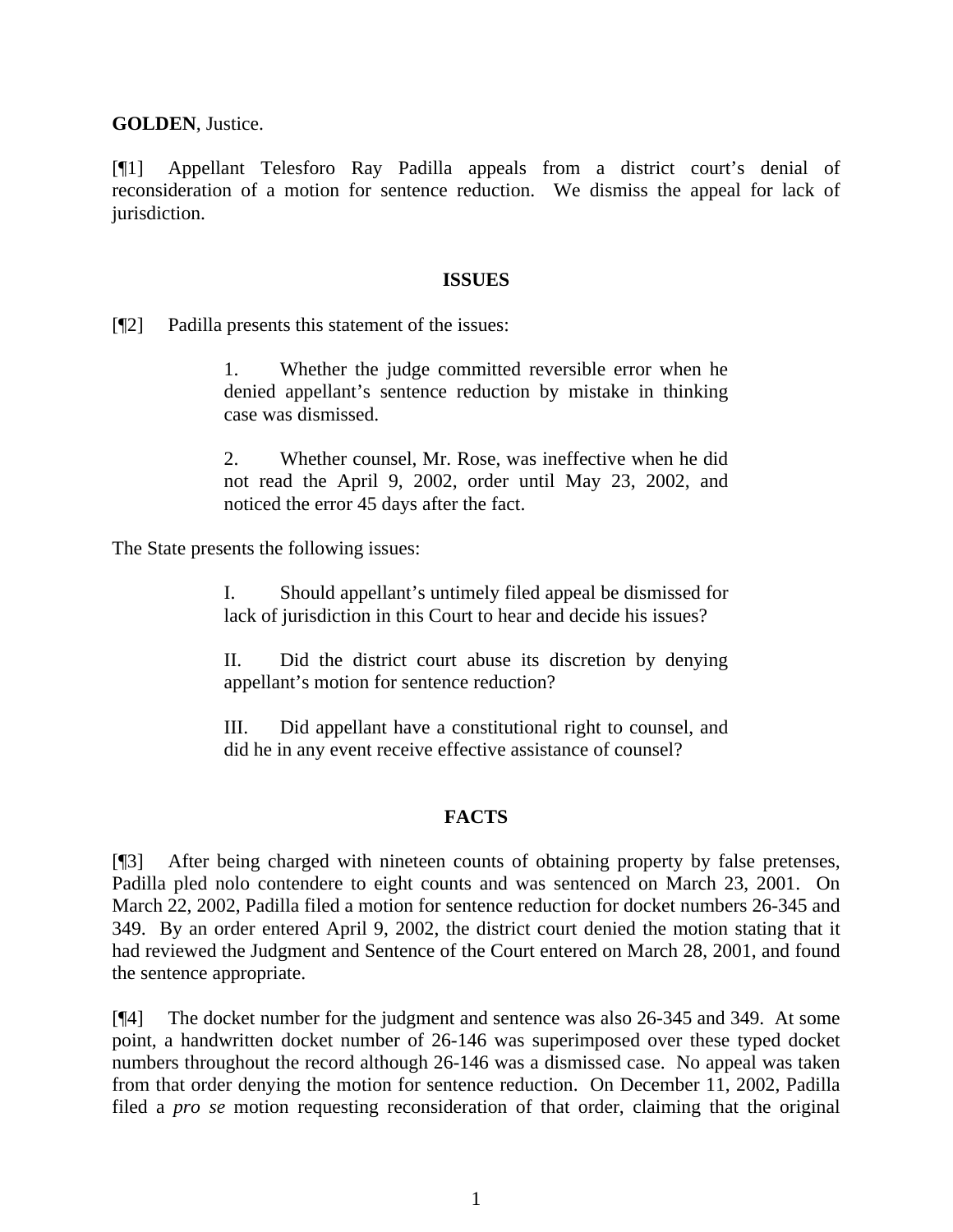**GOLDEN**, Justice.

[¶1] Appellant Telesforo Ray Padilla appeals from a district court's denial of reconsideration of a motion for sentence reduction. We dismiss the appeal for lack of jurisdiction.

## ISSUES

[¶2] Padilla presents this statement of the issues:

> 1. Whether the judge committed reversible error when he denied appellant's sentence reduction by mistake in thinking case was dismissed.
>
> 2. Whether counsel, Mr. Rose, was ineffective when he did not read the April 9, 2002, order until May 23, 2002, and noticed the error 45 days after the fact.

The State presents the following issues:

> I. Should appellant's untimely filed appeal be dismissed for lack of jurisdiction in this Court to hear and decide his issues?
>
> II. Did the district court abuse its discretion by denying appellant's motion for sentence reduction?
>
> III. Did appellant have a constitutional right to counsel, and did he in any event receive effective assistance of counsel?

## FACTS

[¶3] After being charged with nineteen counts of obtaining property by false pretenses, Padilla pled nolo contendere to eight counts and was sentenced on March 23, 2001. On March 22, 2002, Padilla filed a motion for sentence reduction for docket numbers 26-345 and 349. By an order entered April 9, 2002, the district court denied the motion stating that it had reviewed the Judgment and Sentence of the Court entered on March 28, 2001, and found the sentence appropriate.

[¶4] The docket number for the judgment and sentence was also 26-345 and 349. At some point, a handwritten docket number of 26-146 was superimposed over these typed docket numbers throughout the record although 26-146 was a dismissed case. No appeal was taken from that order denying the motion for sentence reduction. On December 11, 2002, Padilla filed a *pro se* motion requesting reconsideration of that order, claiming that the original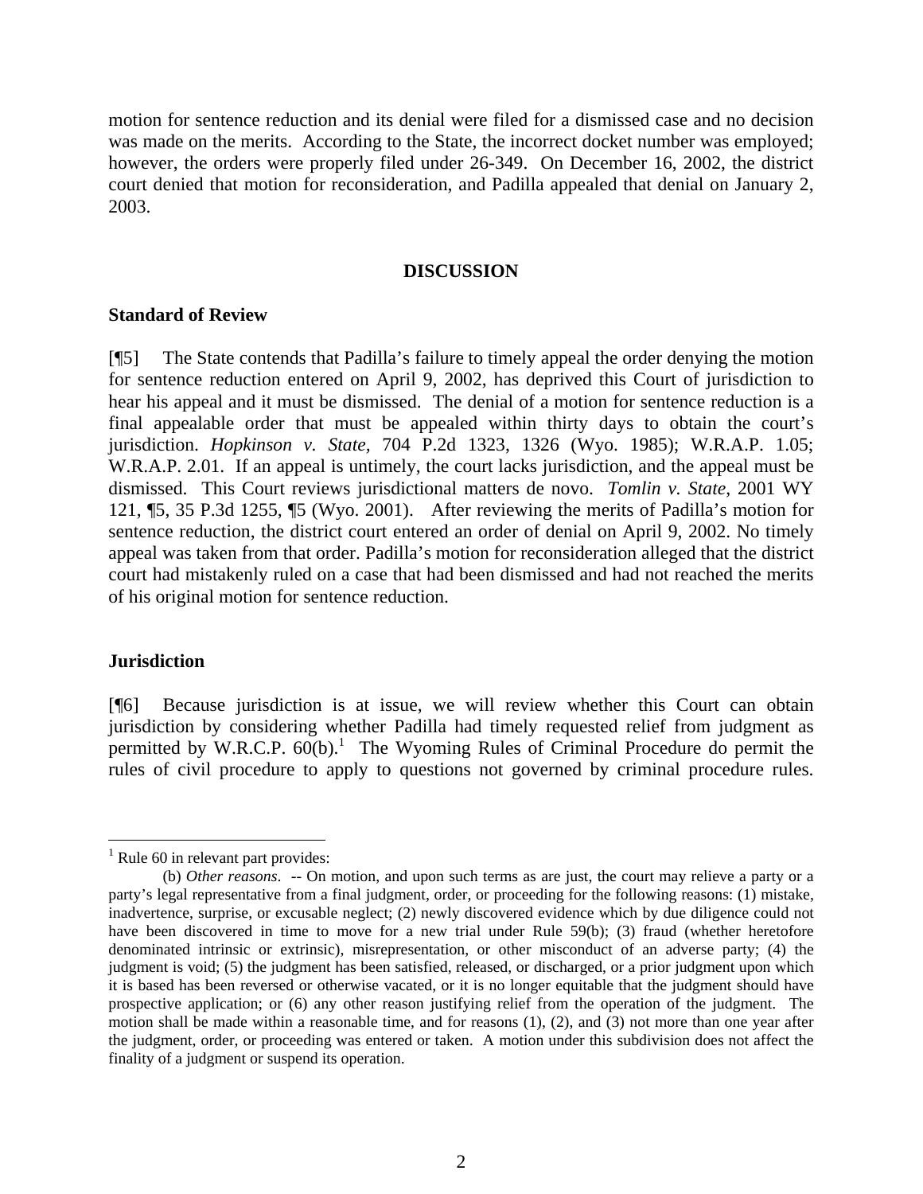motion for sentence reduction and its denial were filed for a dismissed case and no decision was made on the merits. According to the State, the incorrect docket number was employed; however, the orders were properly filed under 26-349. On December 16, 2002, the district court denied that motion for reconsideration, and Padilla appealed that denial on January 2, 2003.

## DISCUSSION

### Standard of Review

[¶5] The State contends that Padilla's failure to timely appeal the order denying the motion for sentence reduction entered on April 9, 2002, has deprived this Court of jurisdiction to hear his appeal and it must be dismissed. The denial of a motion for sentence reduction is a final appealable order that must be appealed within thirty days to obtain the court's jurisdiction. *Hopkinson v. State*, 704 P.2d 1323, 1326 (Wyo. 1985); W.R.A.P. 1.05; W.R.A.P. 2.01. If an appeal is untimely, the court lacks jurisdiction, and the appeal must be dismissed. This Court reviews jurisdictional matters de novo. *Tomlin v. State*, 2001 WY 121, ¶5, 35 P.3d 1255, ¶5 (Wyo. 2001). After reviewing the merits of Padilla's motion for sentence reduction, the district court entered an order of denial on April 9, 2002. No timely appeal was taken from that order. Padilla's motion for reconsideration alleged that the district court had mistakenly ruled on a case that had been dismissed and had not reached the merits of his original motion for sentence reduction.

### Jurisdiction

[¶6] Because jurisdiction is at issue, we will review whether this Court can obtain jurisdiction by considering whether Padilla had timely requested relief from judgment as permitted by W.R.C.P. 60(b).[1] The Wyoming Rules of Criminal Procedure do permit the rules of civil procedure to apply to questions not governed by criminal procedure rules.

---

[1] Rule 60 in relevant part provides:

(b) *Other reasons*. -- On motion, and upon such terms as are just, the court may relieve a party or a party's legal representative from a final judgment, order, or proceeding for the following reasons: (1) mistake, inadvertence, surprise, or excusable neglect; (2) newly discovered evidence which by due diligence could not have been discovered in time to move for a new trial under Rule 59(b); (3) fraud (whether heretofore denominated intrinsic or extrinsic), misrepresentation, or other misconduct of an adverse party; (4) the judgment is void; (5) the judgment has been satisfied, released, or discharged, or a prior judgment upon which it is based has been reversed or otherwise vacated, or it is no longer equitable that the judgment should have prospective application; or (6) any other reason justifying relief from the operation of the judgment. The motion shall be made within a reasonable time, and for reasons (1), (2), and (3) not more than one year after the judgment, order, or proceeding was entered or taken. A motion under this subdivision does not affect the finality of a judgment or suspend its operation.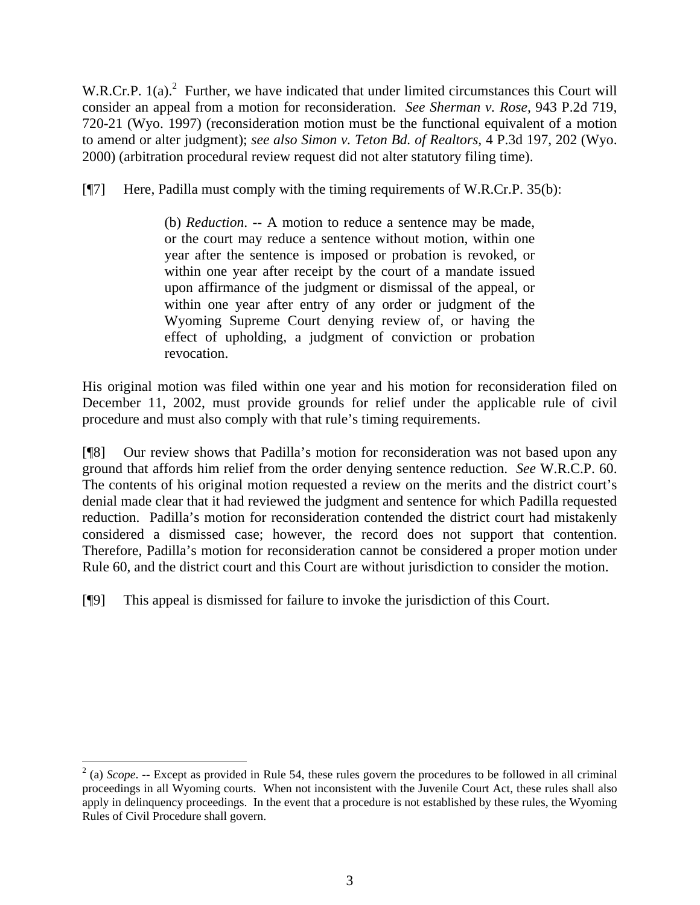W.R.Cr.P. 1(a).[2] Further, we have indicated that under limited circumstances this Court will consider an appeal from a motion for reconsideration. *See Sherman v. Rose*, 943 P.2d 719, 720-21 (Wyo. 1997) (reconsideration motion must be the functional equivalent of a motion to amend or alter judgment); *see also Simon v. Teton Bd. of Realtors*, 4 P.3d 197, 202 (Wyo. 2000) (arbitration procedural review request did not alter statutory filing time).

[¶7] Here, Padilla must comply with the timing requirements of W.R.Cr.P. 35(b):

> (b) *Reduction*. -- A motion to reduce a sentence may be made, or the court may reduce a sentence without motion, within one year after the sentence is imposed or probation is revoked, or within one year after receipt by the court of a mandate issued upon affirmance of the judgment or dismissal of the appeal, or within one year after entry of any order or judgment of the Wyoming Supreme Court denying review of, or having the effect of upholding, a judgment of conviction or probation revocation.

His original motion was filed within one year and his motion for reconsideration filed on December 11, 2002, must provide grounds for relief under the applicable rule of civil procedure and must also comply with that rule's timing requirements.

[¶8] Our review shows that Padilla's motion for reconsideration was not based upon any ground that affords him relief from the order denying sentence reduction. *See* W.R.C.P. 60. The contents of his original motion requested a review on the merits and the district court's denial made clear that it had reviewed the judgment and sentence for which Padilla requested reduction. Padilla's motion for reconsideration contended the district court had mistakenly considered a dismissed case; however, the record does not support that contention. Therefore, Padilla's motion for reconsideration cannot be considered a proper motion under Rule 60, and the district court and this Court are without jurisdiction to consider the motion.

[¶9] This appeal is dismissed for failure to invoke the jurisdiction of this Court.

---

[2] (a) *Scope*. -- Except as provided in Rule 54, these rules govern the procedures to be followed in all criminal proceedings in all Wyoming courts. When not inconsistent with the Juvenile Court Act, these rules shall also apply in delinquency proceedings. In the event that a procedure is not established by these rules, the Wyoming Rules of Civil Procedure shall govern.